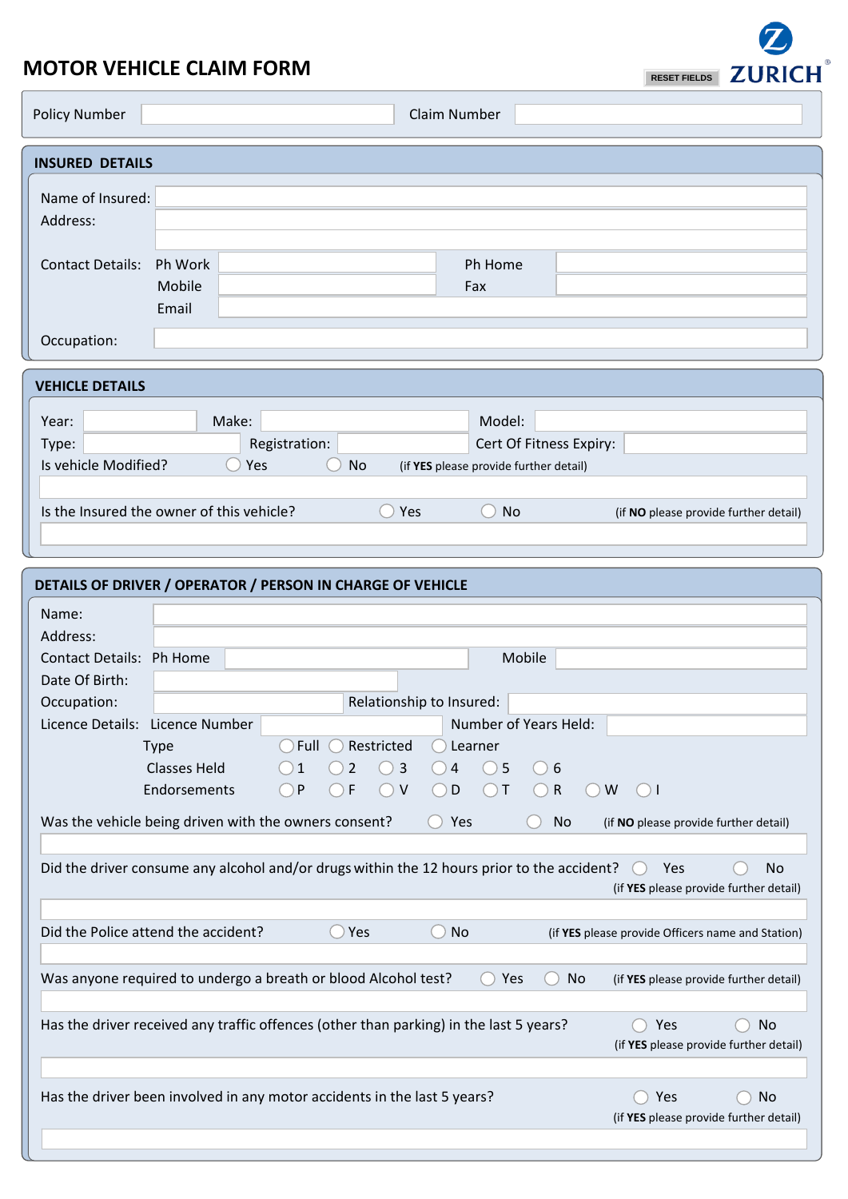# MOTOR VEHICLE CLAIM FORM

RESET FIELDS

ZURICH

Policy Number ____________ Claim Number ____________

## INSURED DETAILS

Name of Insured:

Address:

Contact Details: Ph Work ____________ Ph Home ____________

Mobile ____________ Fax ____________

Email ____________

Occupation:

## VEHICLE DETAILS

Year: ____________ Make: ____________ Model: ____________

Type: ____________ Registration: ____________ Cert Of Fitness Expiry: ____________

Is vehicle Modified? ◯ Yes ◯ No (if **YES** please provide further detail)

Is the Insured the owner of this vehicle? ◯ Yes ◯ No (if **NO** please provide further detail)

## DETAILS OF DRIVER / OPERATOR / PERSON IN CHARGE OF VEHICLE

Name:

Address:

Contact Details: Ph Home ____________ Mobile ____________

Date Of Birth:

Occupation: ____________ Relationship to Insured: ____________

Licence Details: Licence Number ____________ Number of Years Held: ____________

Type ◯ Full ◯ Restricted ◯ Learner

Classes Held ◯ 1 ◯ 2 ◯ 3 ◯ 4 ◯ 5 ◯ 6

Endorsements ◯ P ◯ F ◯ V ◯ D ◯ T ◯ R ◯ W ◯ I

Was the vehicle being driven with the owners consent? ◯ Yes ◯ No (if **NO** please provide further detail)

Did the driver consume any alcohol and/or drugs within the 12 hours prior to the accident? ◯ Yes ◯ No (if **YES** please provide further detail)

Did the Police attend the accident? ◯ Yes ◯ No (if **YES** please provide Officers name and Station)

Was anyone required to undergo a breath or blood Alcohol test? ◯ Yes ◯ No (if **YES** please provide further detail)

Has the driver received any traffic offences (other than parking) in the last 5 years? ◯ Yes ◯ No (if **YES** please provide further detail)

Has the driver been involved in any motor accidents in the last 5 years? ◯ Yes ◯ No (if **YES** please provide further detail)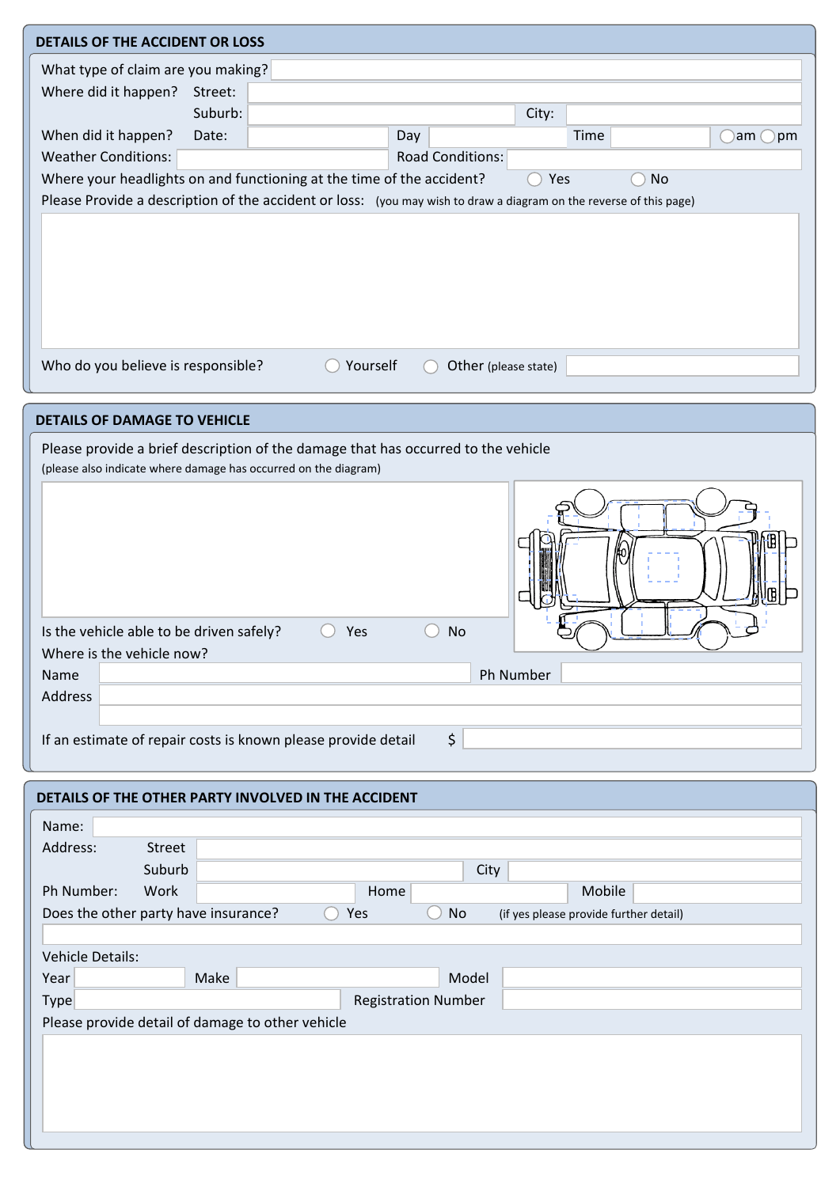## DETAILS OF THE ACCIDENT OR LOSS

What type of claim are you making?

Where did it happen? Street:

Suburb: City:

When did it happen? Date: Day Time ◯am ◯pm

Weather Conditions: Road Conditions:

Where your headlights on and functioning at the time of the accident? ◯ Yes ◯ No

Please Provide a description of the accident or loss: (you may wish to draw a diagram on the reverse of this page)

Who do you believe is responsible? ◯ Yourself ◯ Other (please state)

## DETAILS OF DAMAGE TO VEHICLE

Please provide a brief description of the damage that has occurred to the vehicle

(please also indicate where damage has occurred on the diagram)

Is the vehicle able to be driven safely? ◯ Yes ◯ No

Where is the vehicle now?

Name Ph Number

Address

If an estimate of repair costs is known please provide detail $

## DETAILS OF THE OTHER PARTY INVOLVED IN THE ACCIDENT

Name:

Address: Street

Suburb City

Ph Number: Work Home Mobile

Does the other party have insurance? ◯ Yes ◯ No (if yes please provide further detail)

Vehicle Details:

Year Make Model

Type Registration Number

Please provide detail of damage to other vehicle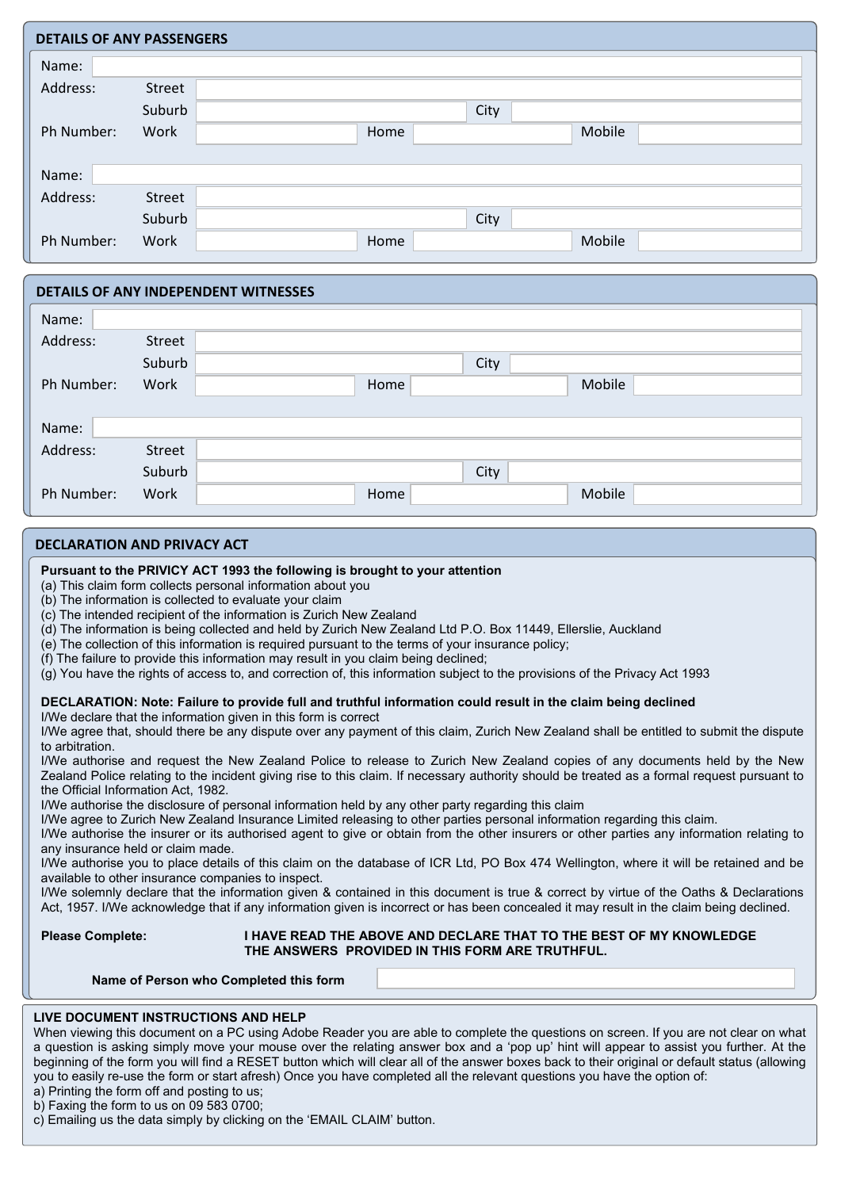## DETAILS OF ANY PASSENGERS

| | | | | | |
|---|---|---|---|---|---|
| Name: | | | | | |
| Address: | Street | | | | |
| | Suburb | | City | | |
| Ph Number: | Work | | Home | | Mobile |

| | | | | | |
|---|---|---|---|---|---|
| Name: | | | | | |
| Address: | Street | | | | |
| | Suburb | | City | | |
| Ph Number: | Work | | Home | | Mobile |

## DETAILS OF ANY INDEPENDENT WITNESSES

| | | | | | |
|---|---|---|---|---|---|
| Name: | | | | | |
| Address: | Street | | | | |
| | Suburb | | City | | |
| Ph Number: | Work | | Home | | Mobile |

| | | | | | |
|---|---|---|---|---|---|
| Name: | | | | | |
| Address: | Street | | | | |
| | Suburb | | City | | |
| Ph Number: | Work | | Home | | Mobile |

## DECLARATION AND PRIVACY ACT

**Pursuant to the PRIVICY ACT 1993 the following is brought to your attention**

(a) This claim form collects personal information about you
(b) The information is collected to evaluate your claim
(c) The intended recipient of the information is Zurich New Zealand
(d) The information is being collected and held by Zurich New Zealand Ltd P.O. Box 11449, Ellerslie, Auckland
(e) The collection of this information is required pursuant to the terms of your insurance policy;
(f) The failure to provide this information may result in you claim being declined;
(g) You have the rights of access to, and correction of, this information subject to the provisions of the Privacy Act 1993

**DECLARATION: Note: Failure to provide full and truthful information could result in the claim being declined**

I/We declare that the information given in this form is correct

I/We agree that, should there be any dispute over any payment of this claim, Zurich New Zealand shall be entitled to submit the dispute to arbitration.

I/We authorise and request the New Zealand Police to release to Zurich New Zealand copies of any documents held by the New Zealand Police relating to the incident giving rise to this claim. If necessary authority should be treated as a formal request pursuant to the Official Information Act, 1982.

I/We authorise the disclosure of personal information held by any other party regarding this claim

I/We agree to Zurich New Zealand Insurance Limited releasing to other parties personal information regarding this claim.

I/We authorise the insurer or its authorised agent to give or obtain from the other insurers or other parties any information relating to any insurance held or claim made.

I/We authorise you to place details of this claim on the database of ICR Ltd, PO Box 474 Wellington, where it will be retained and be available to other insurance companies to inspect.

I/We solemnly declare that the information given & contained in this document is true & correct by virtue of the Oaths & Declarations Act, 1957. I/We acknowledge that if any information given is incorrect or has been concealed it may result in the claim being declined.

**Please Complete:** **I HAVE READ THE ABOVE AND DECLARE THAT TO THE BEST OF MY KNOWLEDGE THE ANSWERS PROVIDED IN THIS FORM ARE TRUTHFUL.**

**Name of Person who Completed this form** ____________________

## LIVE DOCUMENT INSTRUCTIONS AND HELP

When viewing this document on a PC using Adobe Reader you are able to complete the questions on screen. If you are not clear on what a question is asking simply move your mouse over the relating answer box and a 'pop up' hint will appear to assist you further. At the beginning of the form you will find a RESET button which will clear all of the answer boxes back to their original or default status (allowing you to easily re-use the form or start afresh) Once you have completed all the relevant questions you have the option of:

a) Printing the form off and posting to us;
b) Faxing the form to us on 09 583 0700;
c) Emailing us the data simply by clicking on the 'EMAIL CLAIM' button.